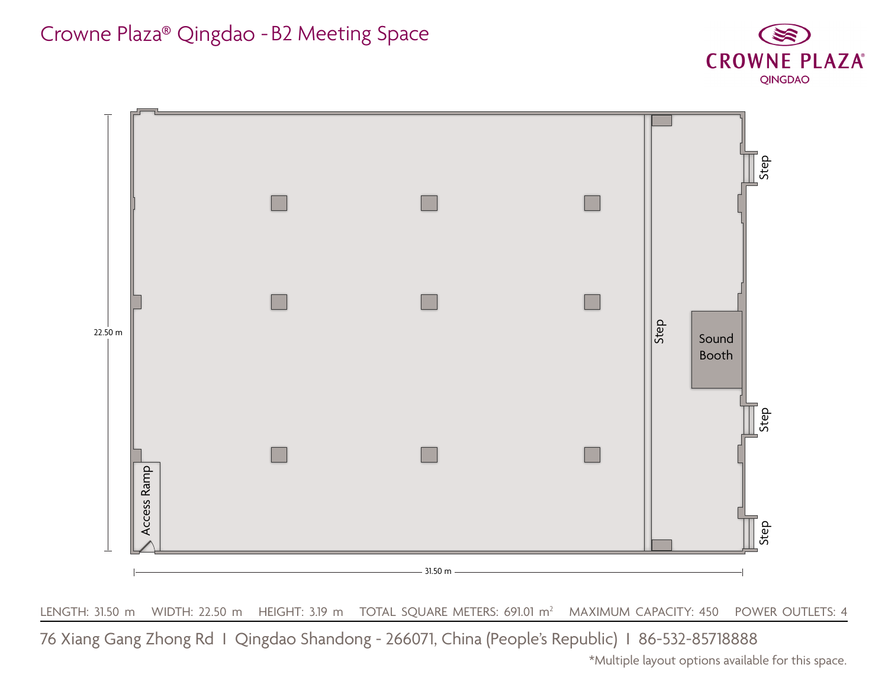# Crowne Plaza® Qingdao - B2 Meeting Space

CROWNE PLAZA®
QINGDAO

22.50 m

31.50 m

Step

Step

Sound Booth

Step

Step

Access Ramp

LENGTH: 31.50 m WIDTH: 22.50 m HEIGHT: 3.19 m TOTAL SQUARE METERS: 691.01 m$^2$ MAXIMUM CAPACITY: 450 POWER OUTLETS: 4

76 Xiang Gang Zhong Rd I Qingdao Shandong - 266071, China (People's Republic) I 86-532-85718888

*Multiple layout options available for this space.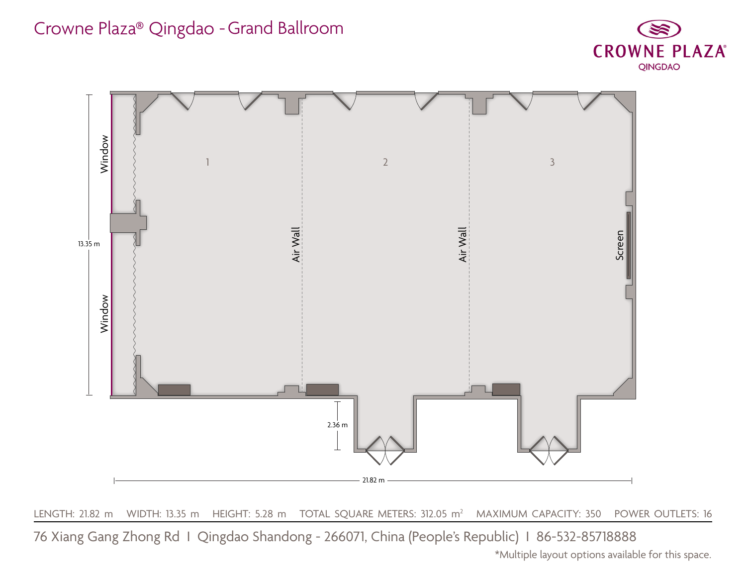# Crowne Plaza® Qingdao - Grand Ballroom

CROWNE PLAZA®
QINGDAO

Window

Window

13.35 m

1

2

3

Air Wall

Air Wall

Screen

2.36 m

21.82 m

LENGTH: 21.82 m WIDTH: 13.35 m HEIGHT: 5.28 m TOTAL SQUARE METERS: 312.05 $m^2$ MAXIMUM CAPACITY: 350 POWER OUTLETS: 16

76 Xiang Gang Zhong Rd I Qingdao Shandong - 266071, China (People's Republic) I 86-532-85718888

*Multiple layout options available for this space.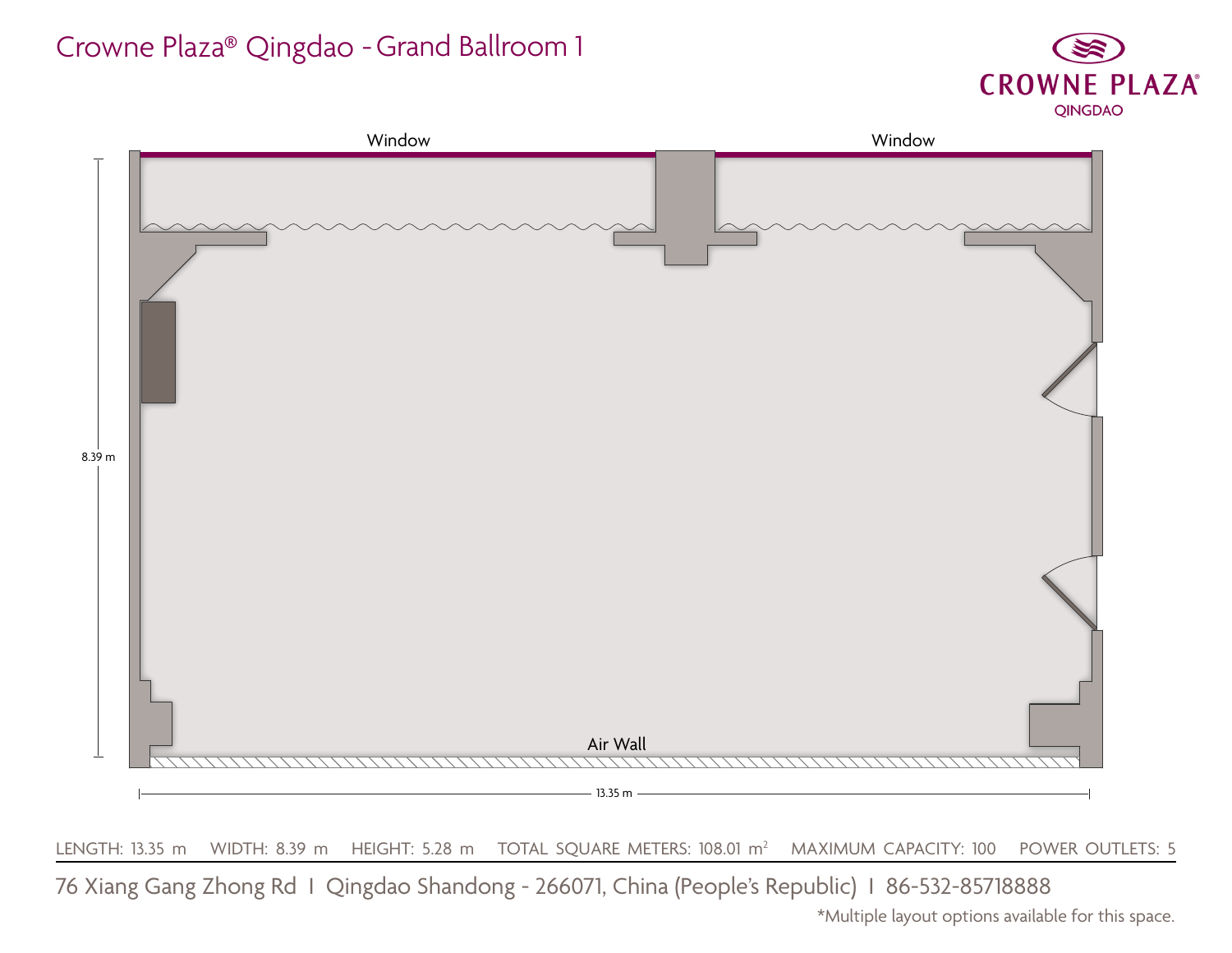# Crowne Plaza® Qingdao - Grand Ballroom 1

CROWNE PLAZA®
QINGDAO

Window

Window

8.39 m

Air Wall

13.35 m

LENGTH: 13.35 m  WIDTH: 8.39 m  HEIGHT: 5.28 m  TOTAL SQUARE METERS: 108.01 m²  MAXIMUM CAPACITY: 100  POWER OUTLETS: 5

76 Xiang Gang Zhong Rd I Qingdao Shandong - 266071, China (People's Republic) I 86-532-85718888

*Multiple layout options available for this space.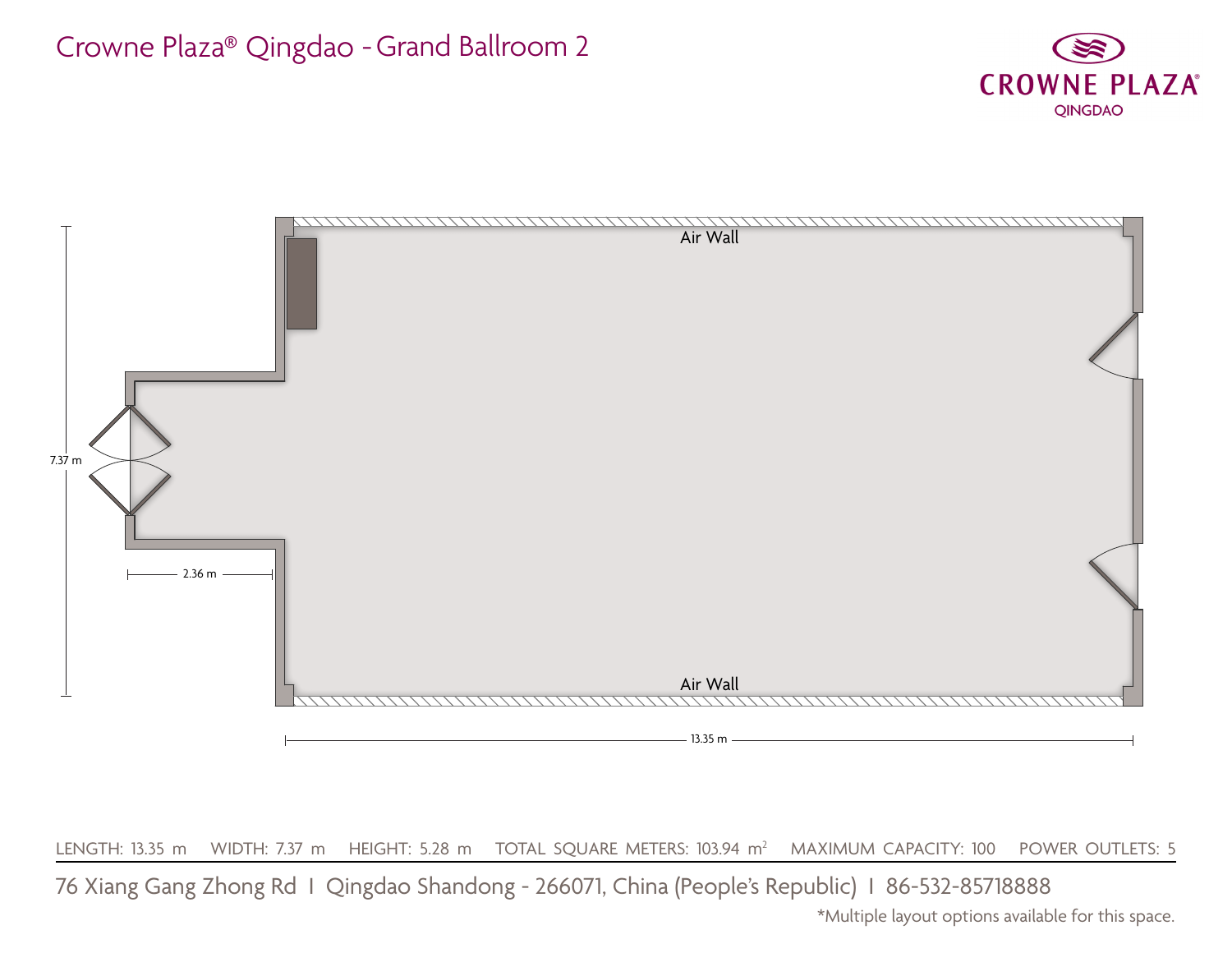# Crowne Plaza® Qingdao - Grand Ballroom 2

CROWNE PLAZA®
QINGDAO

Air Wall

7.37 m

2.36 m

Air Wall

13.35 m

LENGTH: 13.35 m WIDTH: 7.37 m HEIGHT: 5.28 m TOTAL SQUARE METERS: 103.94 $m^2$ MAXIMUM CAPACITY: 100 POWER OUTLETS: 5

76 Xiang Gang Zhong Rd I Qingdao Shandong - 266071, China (People's Republic) I 86-532-85718888

*Multiple layout options available for this space.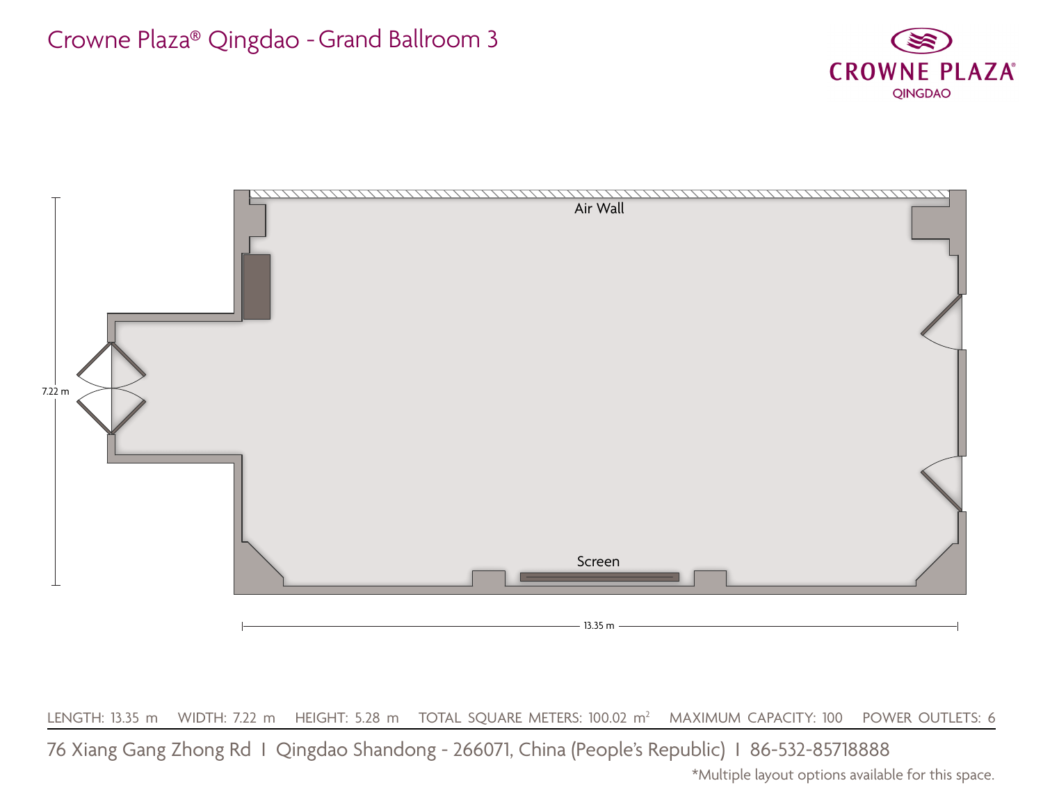# Crowne Plaza® Qingdao - Grand Ballroom 3

CROWNE PLAZA®
QINGDAO

Air Wall

7.22 m

Screen

13.35 m

LENGTH: 13.35 m WIDTH: 7.22 m HEIGHT: 5.28 m TOTAL SQUARE METERS: 100.02 m$^2$ MAXIMUM CAPACITY: 100 POWER OUTLETS: 6

76 Xiang Gang Zhong Rd I Qingdao Shandong - 266071, China (People's Republic) I 86-532-85718888

*Multiple layout options available for this space.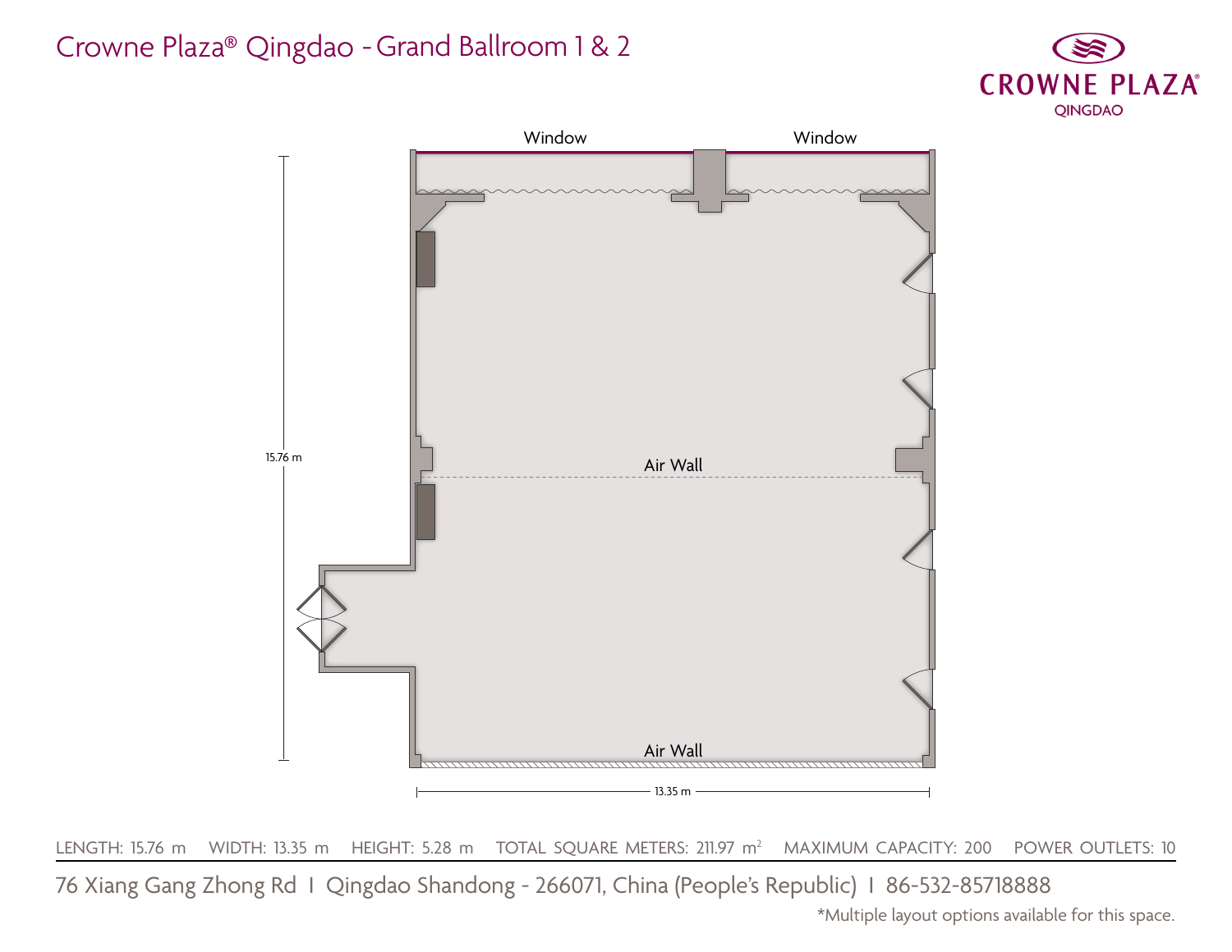# Crowne Plaza® Qingdao - Grand Ballroom 1 & 2

CROWNE PLAZA®
QINGDAO

Window

Window

15.76 m

Air Wall

Air Wall

13.35 m

LENGTH: 15.76 m WIDTH: 13.35 m HEIGHT: 5.28 m TOTAL SQUARE METERS: 211.97 m² MAXIMUM CAPACITY: 200 POWER OUTLETS: 10

76 Xiang Gang Zhong Rd I Qingdao Shandong - 266071, China (People's Republic) I 86-532-85718888

*Multiple layout options available for this space.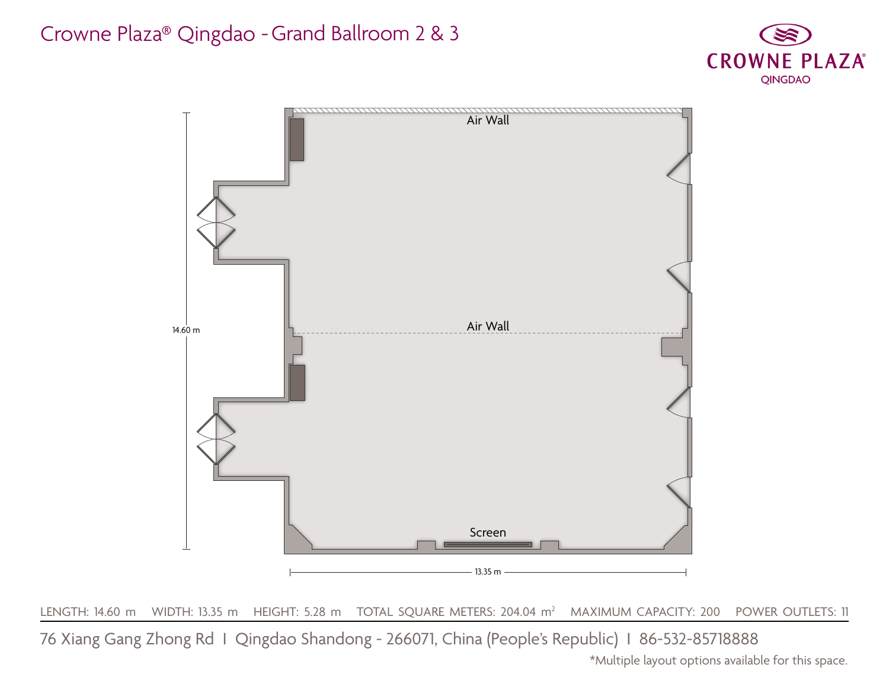# Crowne Plaza® Qingdao - Grand Ballroom 2 & 3

CROWNE PLAZA®
QINGDAO

Air Wall

Air Wall

14.60 m

Screen

13.35 m

LENGTH: 14.60 m WIDTH: 13.35 m HEIGHT: 5.28 m TOTAL SQUARE METERS: 204.04 $m^2$ MAXIMUM CAPACITY: 200 POWER OUTLETS: 11

76 Xiang Gang Zhong Rd I Qingdao Shandong - 266071, China (People's Republic) I 86-532-85718888

*Multiple layout options available for this space.